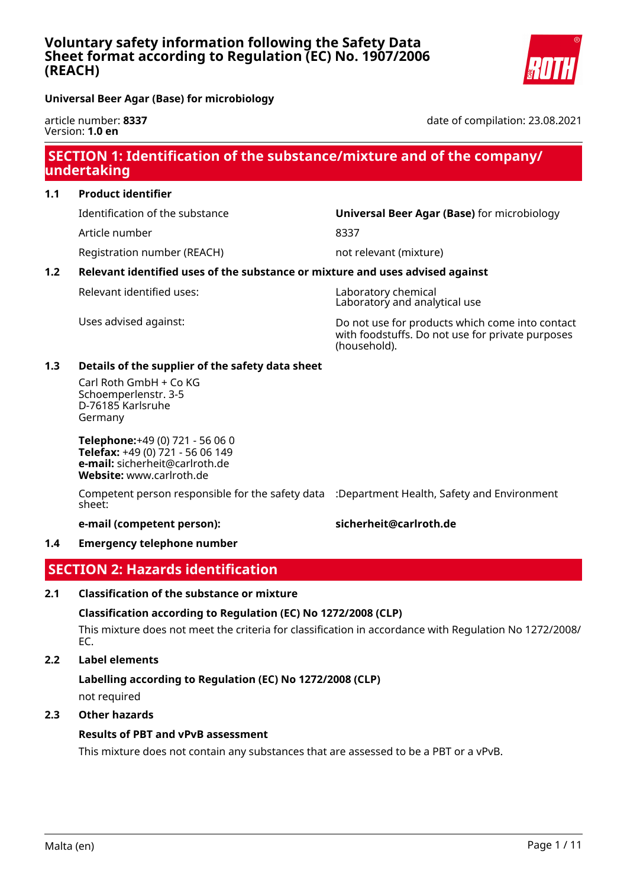# Voluntary safety information following the Safety Data Sheet format according to Regulation (EC) No. 1907/2006 (REACH)

**Universal Beer Agar (Base) for microbiology**

article number: **8337**
Version: **1.0 en**

date of compilation: 23.08.2021

## SECTION 1: Identification of the substance/mixture and of the company/ undertaking

### 1.1 Product identifier

| | |
|---|---|
| Identification of the substance | **Universal Beer Agar (Base)** for microbiology |
| Article number | 8337 |
| Registration number (REACH) | not relevant (mixture) |

### 1.2 Relevant identified uses of the substance or mixture and uses advised against

| | |
|---|---|
| Relevant identified uses: | Laboratory chemical<br>Laboratory and analytical use |
| Uses advised against: | Do not use for products which come into contact with foodstuffs. Do not use for private purposes (household). |

### 1.3 Details of the supplier of the safety data sheet

Carl Roth GmbH + Co KG
Schoemperlenstr. 3-5
D-76185 Karlsruhe
Germany

**Telephone:**+49 (0) 721 - 56 06 0
**Telefax:** +49 (0) 721 - 56 06 149
**e-mail:** sicherheit@carlroth.de
**Website:** www.carlroth.de

| | |
|---|---|
| Competent person responsible for the safety data sheet: | :Department Health, Safety and Environment |
| **e-mail (competent person):** | **sicherheit@carlroth.de** |

### 1.4 Emergency telephone number

## SECTION 2: Hazards identification

### 2.1 Classification of the substance or mixture

**Classification according to Regulation (EC) No 1272/2008 (CLP)**

This mixture does not meet the criteria for classification in accordance with Regulation No 1272/2008/ EC.

### 2.2 Label elements

**Labelling according to Regulation (EC) No 1272/2008 (CLP)**

not required

### 2.3 Other hazards

**Results of PBT and vPvB assessment**

This mixture does not contain any substances that are assessed to be a PBT or a vPvB.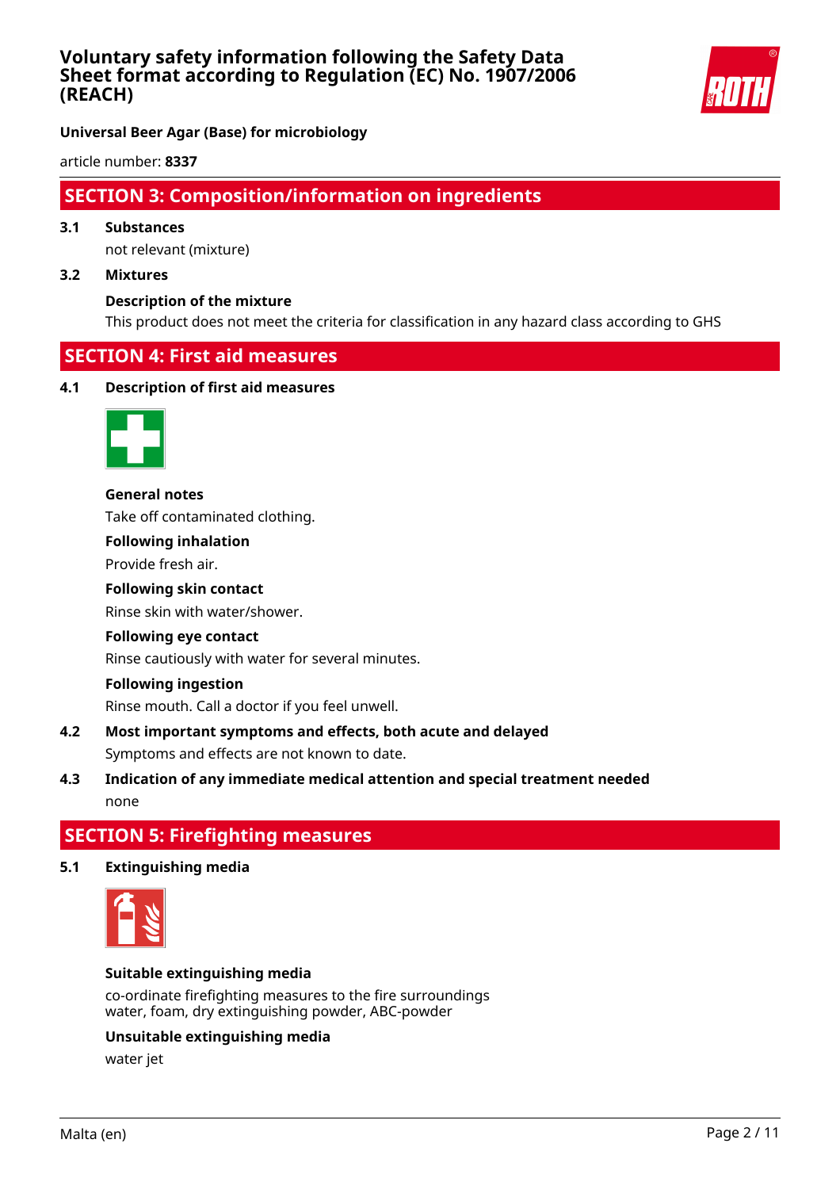## SECTION 3: Composition/information on ingredients

### 3.1 Substances

not relevant (mixture)

### 3.2 Mixtures

**Description of the mixture**

This product does not meet the criteria for classification in any hazard class according to GHS

## SECTION 4: First aid measures

### 4.1 Description of first aid measures

**General notes**

Take off contaminated clothing.

**Following inhalation**

Provide fresh air.

**Following skin contact**

Rinse skin with water/shower.

**Following eye contact**

Rinse cautiously with water for several minutes.

**Following ingestion**

Rinse mouth. Call a doctor if you feel unwell.

### 4.2 Most important symptoms and effects, both acute and delayed

Symptoms and effects are not known to date.

### 4.3 Indication of any immediate medical attention and special treatment needed

none

## SECTION 5: Firefighting measures

### 5.1 Extinguishing media

**Suitable extinguishing media**

co-ordinate firefighting measures to the fire surroundings
water, foam, dry extinguishing powder, ABC-powder

**Unsuitable extinguishing media**

water jet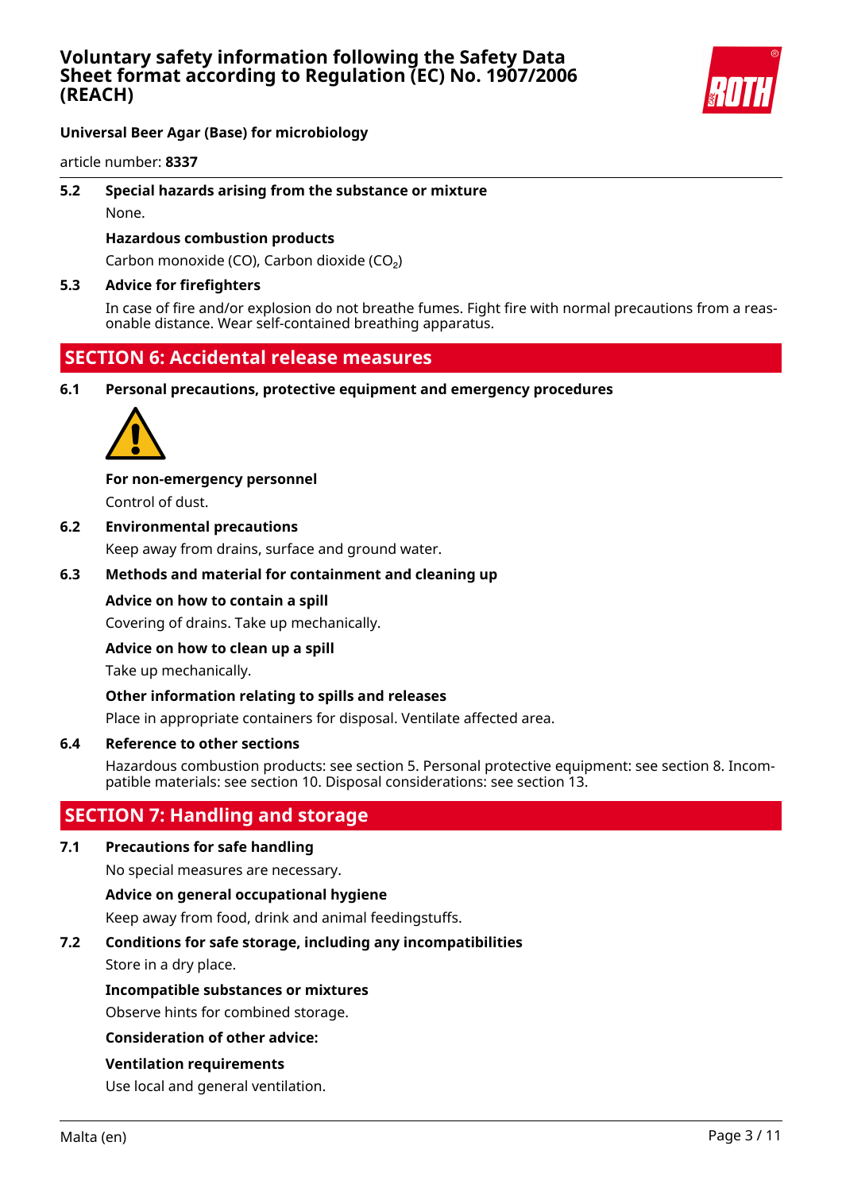### 5.2 Special hazards arising from the substance or mixture

None.

**Hazardous combustion products**

Carbon monoxide (CO), Carbon dioxide ($CO_2$)

### 5.3 Advice for firefighters

In case of fire and/or explosion do not breathe fumes. Fight fire with normal precautions from a reasonable distance. Wear self-contained breathing apparatus.

## SECTION 6: Accidental release measures

### 6.1 Personal precautions, protective equipment and emergency procedures

**For non-emergency personnel**

Control of dust.

### 6.2 Environmental precautions

Keep away from drains, surface and ground water.

### 6.3 Methods and material for containment and cleaning up

**Advice on how to contain a spill**

Covering of drains. Take up mechanically.

**Advice on how to clean up a spill**

Take up mechanically.

**Other information relating to spills and releases**

Place in appropriate containers for disposal. Ventilate affected area.

### 6.4 Reference to other sections

Hazardous combustion products: see section 5. Personal protective equipment: see section 8. Incompatible materials: see section 10. Disposal considerations: see section 13.

## SECTION 7: Handling and storage

### 7.1 Precautions for safe handling

No special measures are necessary.

**Advice on general occupational hygiene**

Keep away from food, drink and animal feedingstuffs.

### 7.2 Conditions for safe storage, including any incompatibilities

Store in a dry place.

**Incompatible substances or mixtures**

Observe hints for combined storage.

**Consideration of other advice:**

**Ventilation requirements**

Use local and general ventilation.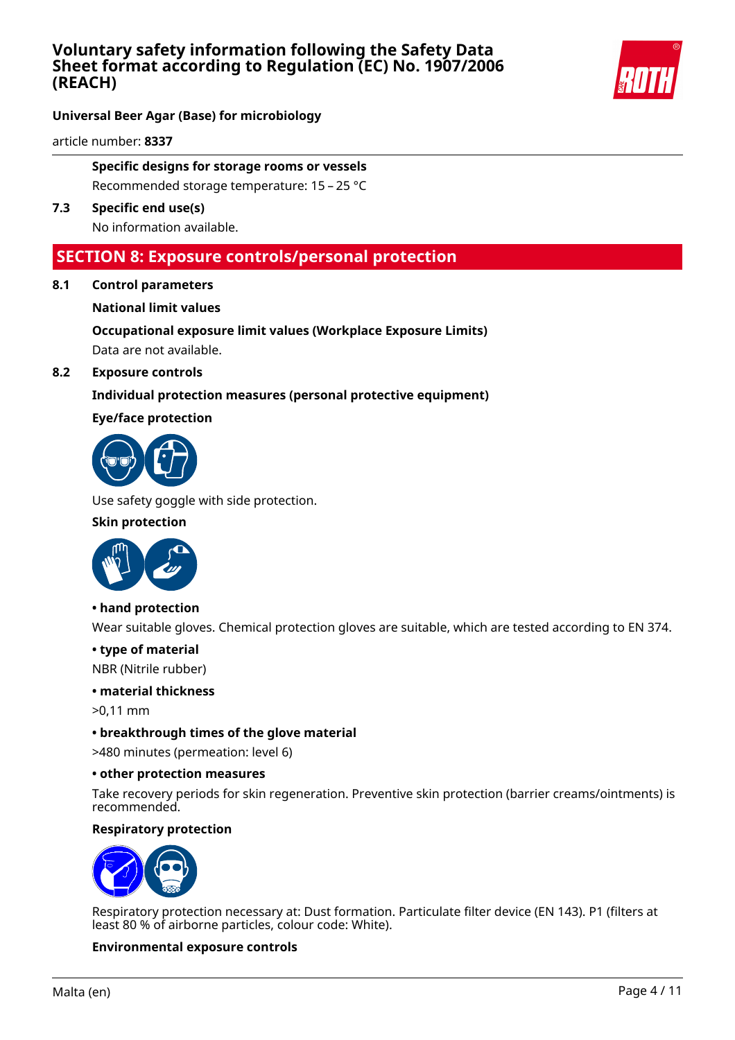**Specific designs for storage rooms or vessels**

Recommended storage temperature: 15 – 25 °C

**7.3 Specific end use(s)**

No information available.

## SECTION 8: Exposure controls/personal protection

### 8.1 Control parameters

**National limit values**

**Occupational exposure limit values (Workplace Exposure Limits)**

Data are not available.

### 8.2 Exposure controls

**Individual protection measures (personal protective equipment)**

**Eye/face protection**

Use safety goggle with side protection.

**Skin protection**

**• hand protection**

Wear suitable gloves. Chemical protection gloves are suitable, which are tested according to EN 374.

**• type of material**

NBR (Nitrile rubber)

**• material thickness**

>0,11 mm

**• breakthrough times of the glove material**

>480 minutes (permeation: level 6)

**• other protection measures**

Take recovery periods for skin regeneration. Preventive skin protection (barrier creams/ointments) is recommended.

**Respiratory protection**

Respiratory protection necessary at: Dust formation. Particulate filter device (EN 143). P1 (filters at least 80 % of airborne particles, colour code: White).

**Environmental exposure controls**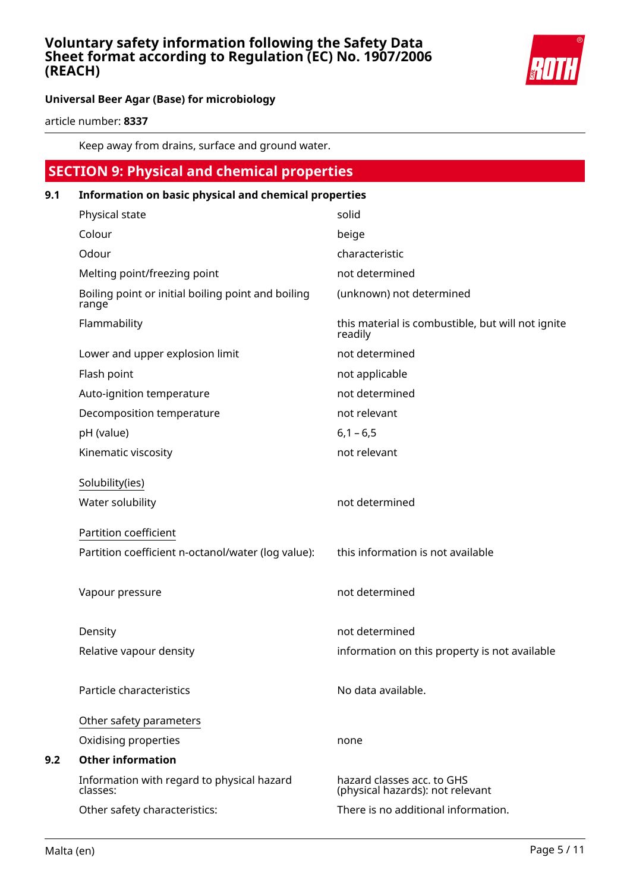Keep away from drains, surface and ground water.

## SECTION 9: Physical and chemical properties

### 9.1 Information on basic physical and chemical properties

| | |
|---|---|
| Physical state | solid |
| Colour | beige |
| Odour | characteristic |
| Melting point/freezing point | not determined |
| Boiling point or initial boiling point and boiling range | (unknown) not determined |
| Flammability | this material is combustible, but will not ignite readily |
| Lower and upper explosion limit | not determined |
| Flash point | not applicable |
| Auto-ignition temperature | not determined |
| Decomposition temperature | not relevant |
| pH (value) | 6,1 – 6,5 |
| Kinematic viscosity | not relevant |

Solubility(ies)

| | |
|---|---|
| Water solubility | not determined |

Partition coefficient

| | |
|---|---|
| Partition coefficient n-octanol/water (log value): | this information is not available |
| Vapour pressure | not determined |
| Density | not determined |
| Relative vapour density | information on this property is not available |
| Particle characteristics | No data available. |

Other safety parameters

| | |
|---|---|
| Oxidising properties | none |

### 9.2 Other information

| | |
|---|---|
| Information with regard to physical hazard classes: | hazard classes acc. to GHS (physical hazards): not relevant |
| Other safety characteristics: | There is no additional information. |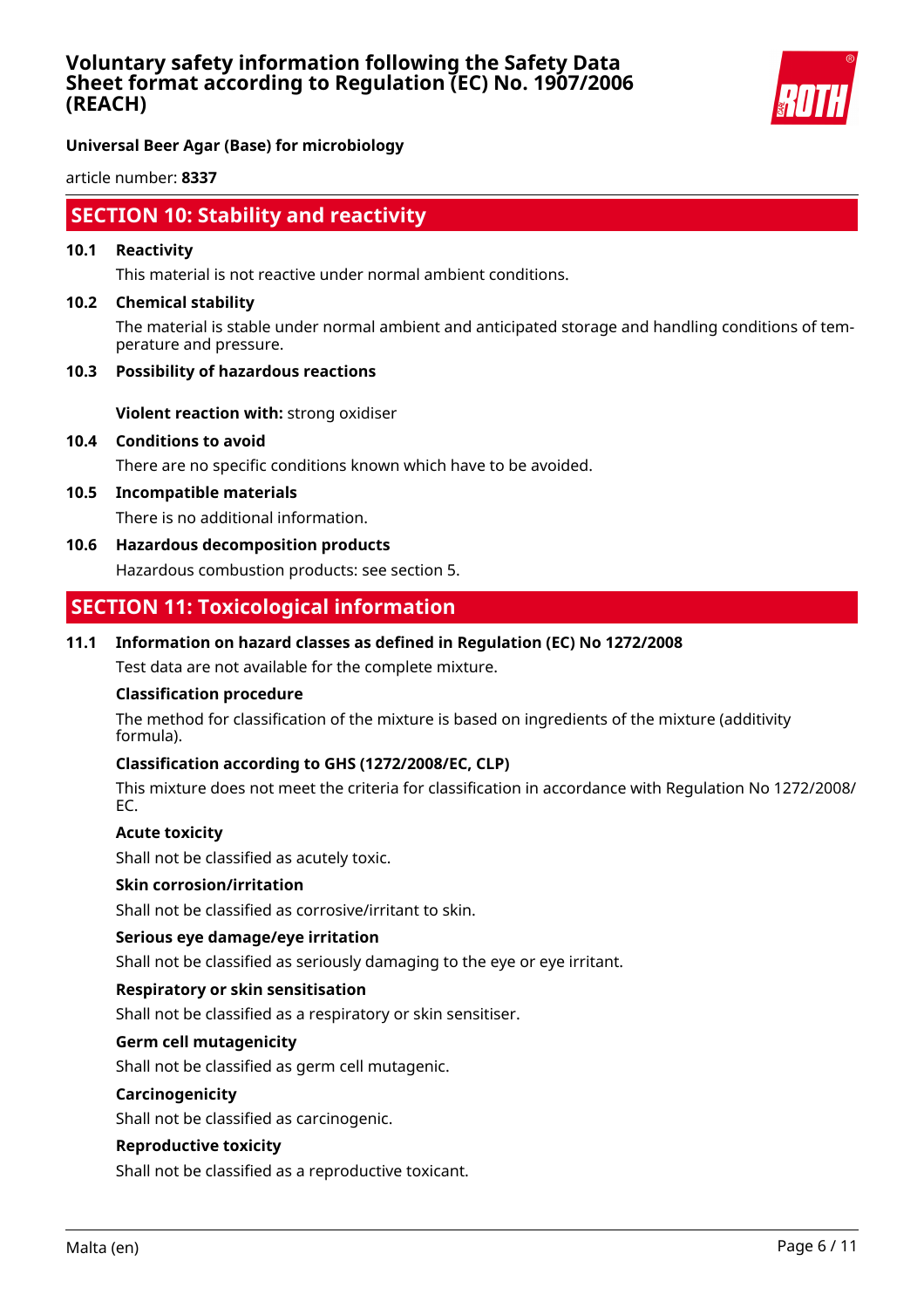## SECTION 10: Stability and reactivity

### 10.1 Reactivity

This material is not reactive under normal ambient conditions.

### 10.2 Chemical stability

The material is stable under normal ambient and anticipated storage and handling conditions of temperature and pressure.

### 10.3 Possibility of hazardous reactions

**Violent reaction with:** strong oxidiser

### 10.4 Conditions to avoid

There are no specific conditions known which have to be avoided.

### 10.5 Incompatible materials

There is no additional information.

### 10.6 Hazardous decomposition products

Hazardous combustion products: see section 5.

## SECTION 11: Toxicological information

### 11.1 Information on hazard classes as defined in Regulation (EC) No 1272/2008

Test data are not available for the complete mixture.

**Classification procedure**

The method for classification of the mixture is based on ingredients of the mixture (additivity formula).

**Classification according to GHS (1272/2008/EC, CLP)**

This mixture does not meet the criteria for classification in accordance with Regulation No 1272/2008/EC.

**Acute toxicity**

Shall not be classified as acutely toxic.

**Skin corrosion/irritation**

Shall not be classified as corrosive/irritant to skin.

**Serious eye damage/eye irritation**

Shall not be classified as seriously damaging to the eye or eye irritant.

**Respiratory or skin sensitisation**

Shall not be classified as a respiratory or skin sensitiser.

**Germ cell mutagenicity**

Shall not be classified as germ cell mutagenic.

**Carcinogenicity**

Shall not be classified as carcinogenic.

**Reproductive toxicity**

Shall not be classified as a reproductive toxicant.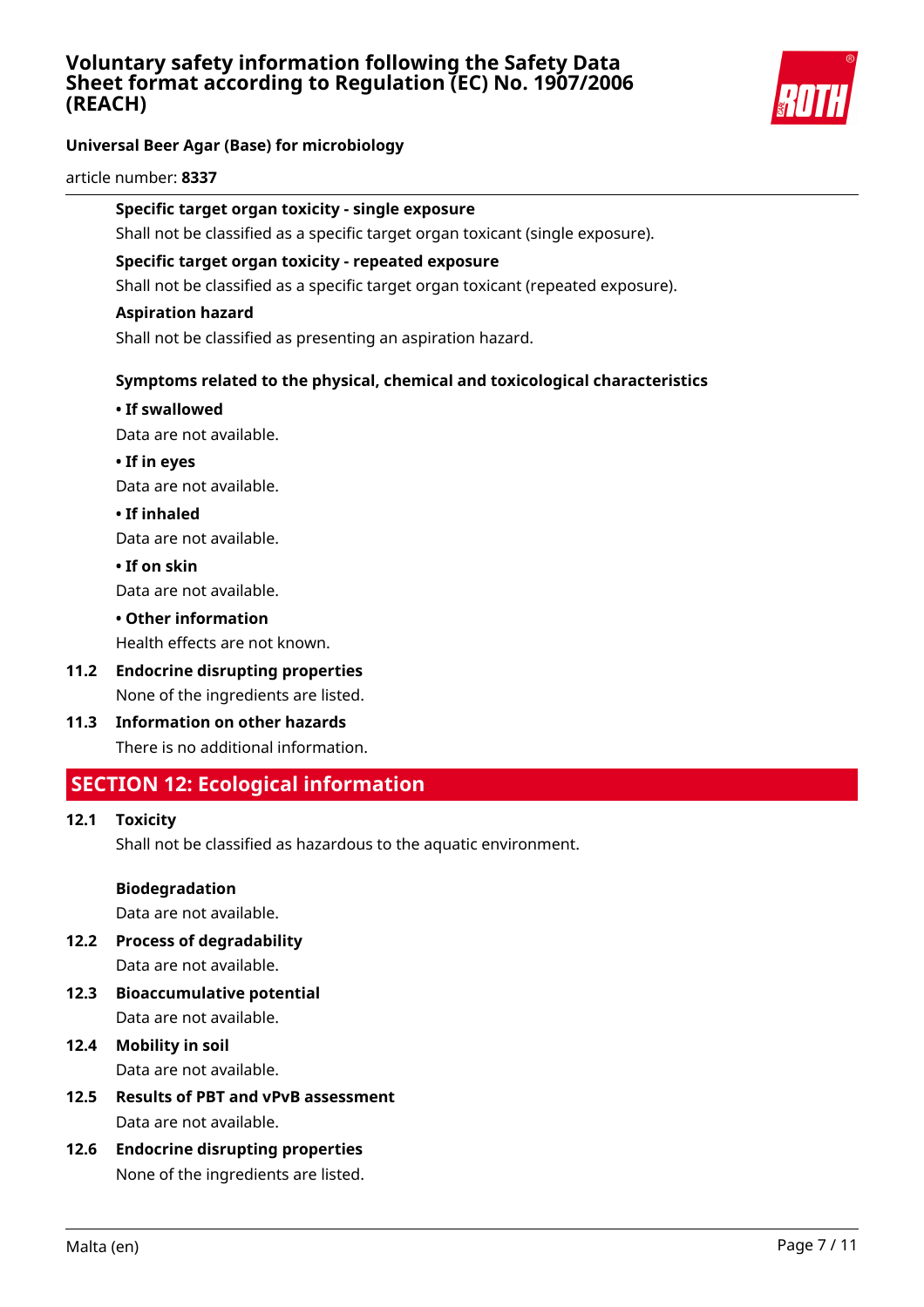**Specific target organ toxicity - single exposure**

Shall not be classified as a specific target organ toxicant (single exposure).

**Specific target organ toxicity - repeated exposure**

Shall not be classified as a specific target organ toxicant (repeated exposure).

**Aspiration hazard**

Shall not be classified as presenting an aspiration hazard.

**Symptoms related to the physical, chemical and toxicological characteristics**

**• If swallowed**

Data are not available.

**• If in eyes**

Data are not available.

**• If inhaled**

Data are not available.

**• If on skin**

Data are not available.

**• Other information**

Health effects are not known.

**11.2 Endocrine disrupting properties**

None of the ingredients are listed.

**11.3 Information on other hazards**

There is no additional information.

## SECTION 12: Ecological information

**12.1 Toxicity**

Shall not be classified as hazardous to the aquatic environment.

**Biodegradation**

Data are not available.

**12.2 Process of degradability**

Data are not available.

**12.3 Bioaccumulative potential**

Data are not available.

**12.4 Mobility in soil**

Data are not available.

**12.5 Results of PBT and vPvB assessment**

Data are not available.

**12.6 Endocrine disrupting properties**

None of the ingredients are listed.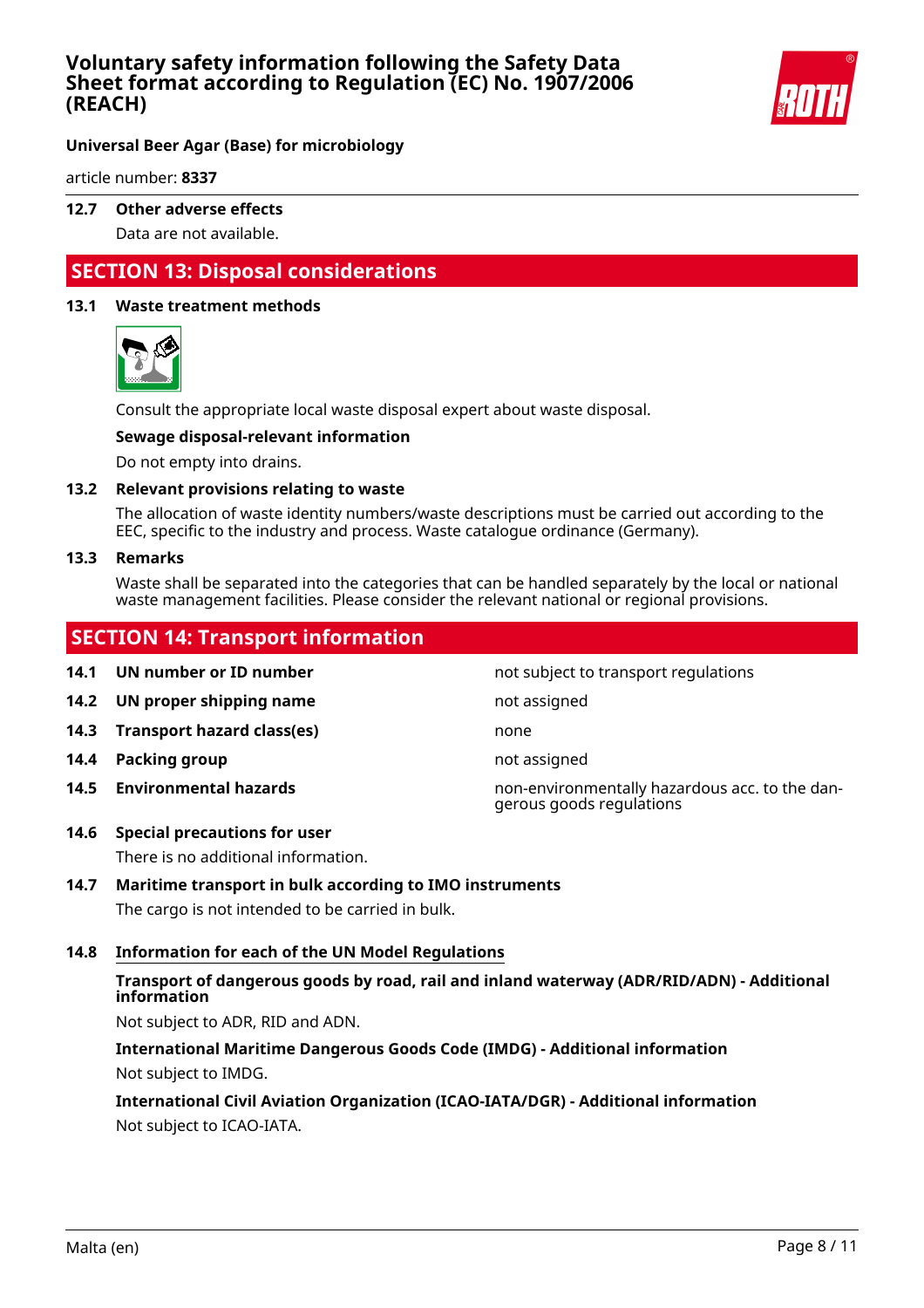### 12.7 Other adverse effects

Data are not available.

## SECTION 13: Disposal considerations

### 13.1 Waste treatment methods

Consult the appropriate local waste disposal expert about waste disposal.

**Sewage disposal-relevant information**

Do not empty into drains.

### 13.2 Relevant provisions relating to waste

The allocation of waste identity numbers/waste descriptions must be carried out according to the EEC, specific to the industry and process. Waste catalogue ordinance (Germany).

### 13.3 Remarks

Waste shall be separated into the categories that can be handled separately by the local or national waste management facilities. Please consider the relevant national or regional provisions.

## SECTION 14: Transport information

| | | |
|---|---|---|
| **14.1** | **UN number or ID number** | not subject to transport regulations |
| **14.2** | **UN proper shipping name** | not assigned |
| **14.3** | **Transport hazard class(es)** | none |
| **14.4** | **Packing group** | not assigned |
| **14.5** | **Environmental hazards** | non-environmentally hazardous acc. to the dangerous goods regulations |

### 14.6 Special precautions for user

There is no additional information.

### 14.7 Maritime transport in bulk according to IMO instruments

The cargo is not intended to be carried in bulk.

### 14.8 Information for each of the UN Model Regulations

**Transport of dangerous goods by road, rail and inland waterway (ADR/RID/ADN) - Additional information**

Not subject to ADR, RID and ADN.

**International Maritime Dangerous Goods Code (IMDG) - Additional information**

Not subject to IMDG.

**International Civil Aviation Organization (ICAO-IATA/DGR) - Additional information**

Not subject to ICAO-IATA.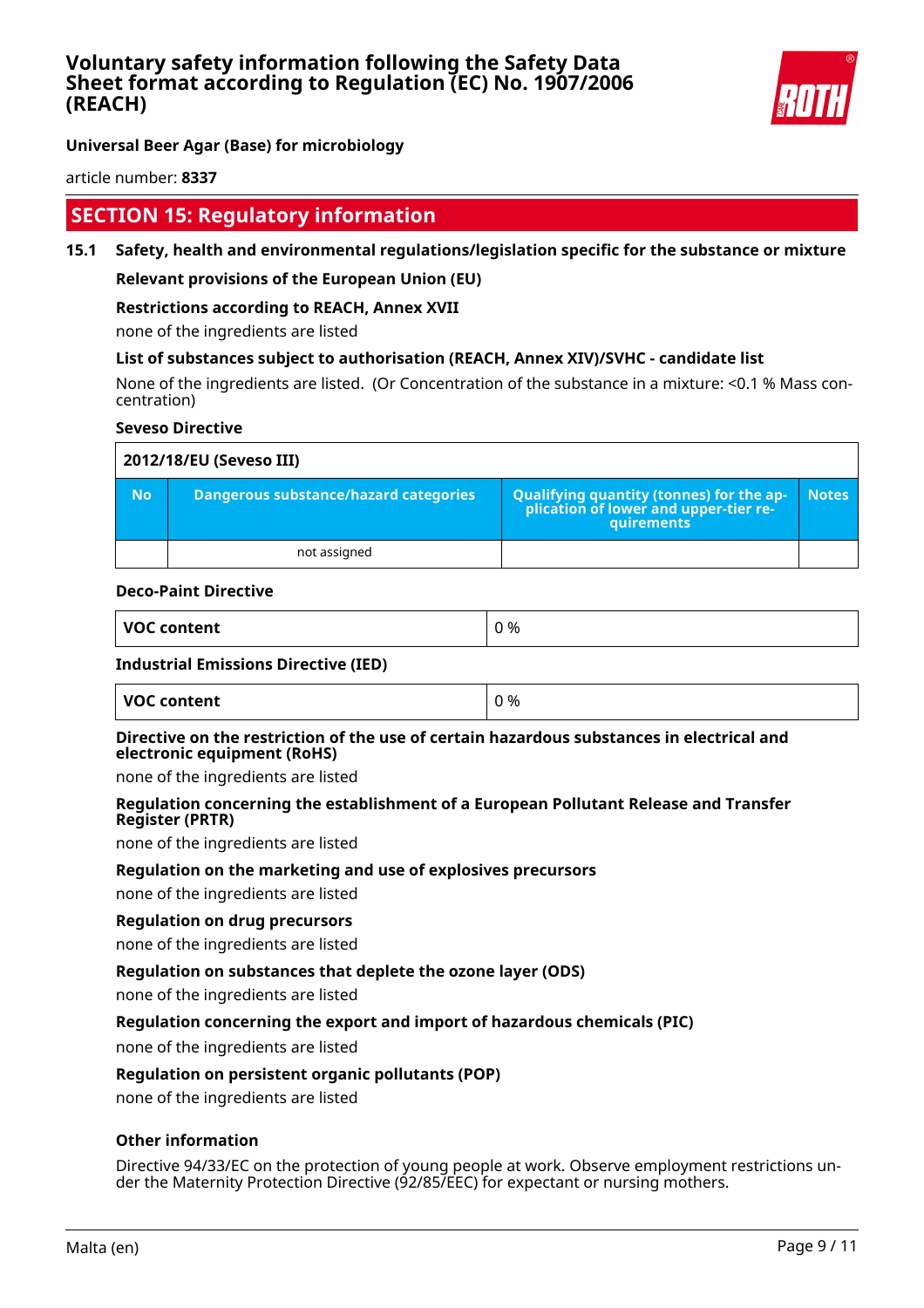## SECTION 15: Regulatory information

### 15.1 Safety, health and environmental regulations/legislation specific for the substance or mixture

**Relevant provisions of the European Union (EU)**

**Restrictions according to REACH, Annex XVII**

none of the ingredients are listed

**List of substances subject to authorisation (REACH, Annex XIV)/SVHC - candidate list**

None of the ingredients are listed. (Or Concentration of the substance in a mixture: <0.1 % Mass concentration)

**Seveso Directive**

| 2012/18/EU (Seveso III) | | | |
|---|---|---|---|
| No | Dangerous substance/hazard categories | Qualifying quantity (tonnes) for the application of lower and upper-tier requirements | Notes |
| | not assigned | | |

**Deco-Paint Directive**

| VOC content | 0 % |
|---|---|

**Industrial Emissions Directive (IED)**

| VOC content | 0 % |
|---|---|

**Directive on the restriction of the use of certain hazardous substances in electrical and electronic equipment (RoHS)**

none of the ingredients are listed

**Regulation concerning the establishment of a European Pollutant Release and Transfer Register (PRTR)**

none of the ingredients are listed

**Regulation on the marketing and use of explosives precursors**

none of the ingredients are listed

**Regulation on drug precursors**

none of the ingredients are listed

**Regulation on substances that deplete the ozone layer (ODS)**

none of the ingredients are listed

**Regulation concerning the export and import of hazardous chemicals (PIC)**

none of the ingredients are listed

**Regulation on persistent organic pollutants (POP)**

none of the ingredients are listed

**Other information**

Directive 94/33/EC on the protection of young people at work. Observe employment restrictions under the Maternity Protection Directive (92/85/EEC) for expectant or nursing mothers.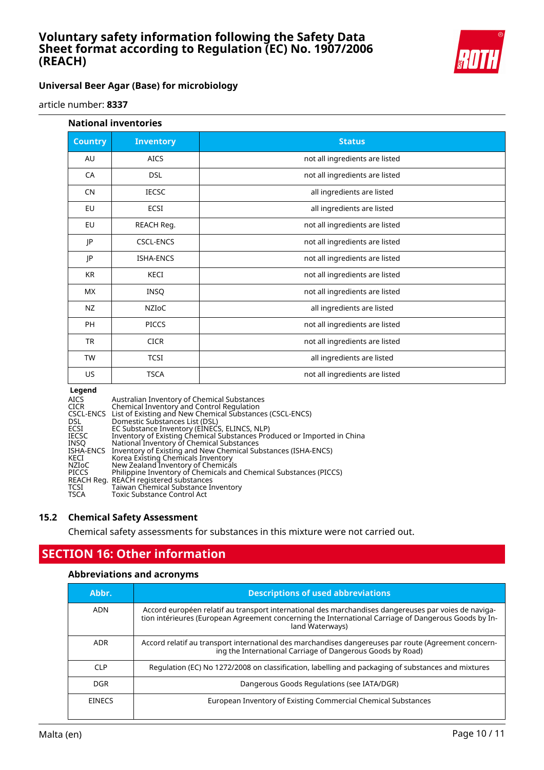### National inventories

| Country | Inventory | Status |
|---|---|---|
| AU | AICS | not all ingredients are listed |
| CA | DSL | not all ingredients are listed |
| CN | IECSC | all ingredients are listed |
| EU | ECSI | all ingredients are listed |
| EU | REACH Reg. | not all ingredients are listed |
| JP | CSCL-ENCS | not all ingredients are listed |
| JP | ISHA-ENCS | not all ingredients are listed |
| KR | KECI | not all ingredients are listed |
| MX | INSQ | not all ingredients are listed |
| NZ | NZIoC | all ingredients are listed |
| PH | PICCS | not all ingredients are listed |
| TR | CICR | not all ingredients are listed |
| TW | TCSI | all ingredients are listed |
| US | TSCA | not all ingredients are listed |

**Legend**

| | |
|---|---|
| AICS | Australian Inventory of Chemical Substances |
| CICR | Chemical Inventory and Control Regulation |
| CSCL-ENCS | List of Existing and New Chemical Substances (CSCL-ENCS) |
| DSL | Domestic Substances List (DSL) |
| ECSI | EC Substance Inventory (EINECS, ELINCS, NLP) |
| IECSC | Inventory of Existing Chemical Substances Produced or Imported in China |
| INSQ | National Inventory of Chemical Substances |
| ISHA-ENCS | Inventory of Existing and New Chemical Substances (ISHA-ENCS) |
| KECI | Korea Existing Chemicals Inventory |
| NZIoC | New Zealand Inventory of Chemicals |
| PICCS | Philippine Inventory of Chemicals and Chemical Substances (PICCS) |
| REACH Reg. | REACH registered substances |
| TCSI | Taiwan Chemical Substance Inventory |
| TSCA | Toxic Substance Control Act |

## 15.2 Chemical Safety Assessment

Chemical safety assessments for substances in this mixture were not carried out.

## SECTION 16: Other information

### Abbreviations and acronyms

| Abbr. | Descriptions of used abbreviations |
|---|---|
| ADN | Accord européen relatif au transport international des marchandises dangereuses par voies de navigation intérieures (European Agreement concerning the International Carriage of Dangerous Goods by Inland Waterways) |
| ADR | Accord relatif au transport international des marchandises dangereuses par route (Agreement concerning the International Carriage of Dangerous Goods by Road) |
| CLP | Regulation (EC) No 1272/2008 on classification, labelling and packaging of substances and mixtures |
| DGR | Dangerous Goods Regulations (see IATA/DGR) |
| EINECS | European Inventory of Existing Commercial Chemical Substances |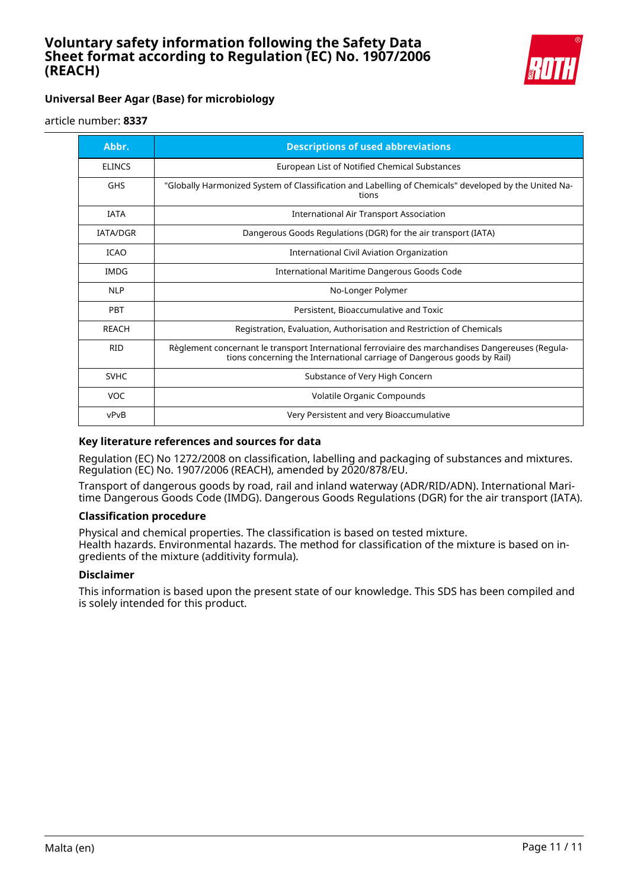| Abbr. | Descriptions of used abbreviations |
| --- | --- |
| ELINCS | European List of Notified Chemical Substances |
| GHS | "Globally Harmonized System of Classification and Labelling of Chemicals" developed by the United Nations |
| IATA | International Air Transport Association |
| IATA/DGR | Dangerous Goods Regulations (DGR) for the air transport (IATA) |
| ICAO | International Civil Aviation Organization |
| IMDG | International Maritime Dangerous Goods Code |
| NLP | No-Longer Polymer |
| PBT | Persistent, Bioaccumulative and Toxic |
| REACH | Registration, Evaluation, Authorisation and Restriction of Chemicals |
| RID | Règlement concernant le transport International ferroviaire des marchandises Dangereuses (Regulations concerning the International carriage of Dangerous goods by Rail) |
| SVHC | Substance of Very High Concern |
| VOC | Volatile Organic Compounds |
| vPvB | Very Persistent and very Bioaccumulative |

### Key literature references and sources for data

Regulation (EC) No 1272/2008 on classification, labelling and packaging of substances and mixtures. Regulation (EC) No. 1907/2006 (REACH), amended by 2020/878/EU.

Transport of dangerous goods by road, rail and inland waterway (ADR/RID/ADN). International Maritime Dangerous Goods Code (IMDG). Dangerous Goods Regulations (DGR) for the air transport (IATA).

### Classification procedure

Physical and chemical properties. The classification is based on tested mixture.
Health hazards. Environmental hazards. The method for classification of the mixture is based on ingredients of the mixture (additivity formula).

### Disclaimer

This information is based upon the present state of our knowledge. This SDS has been compiled and is solely intended for this product.